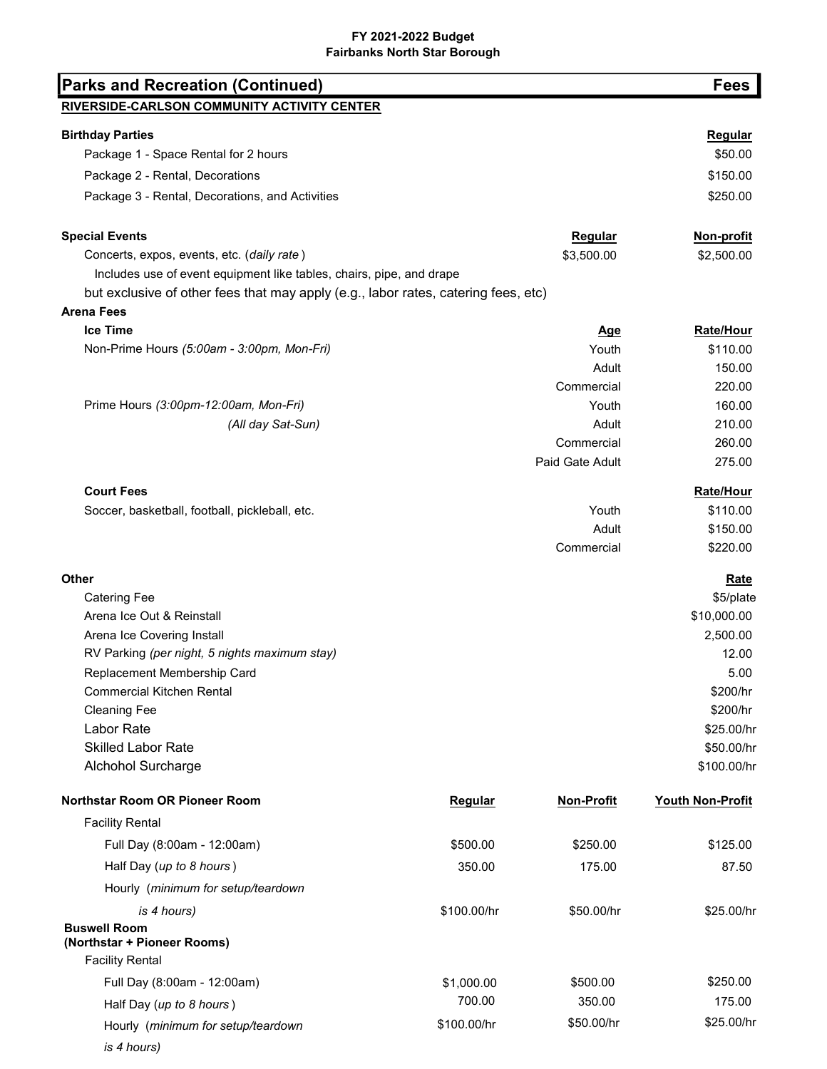**FY 2021-2022 Budget**
**Fairbanks North Star Borough**

## Parks and Recreation (Continued) — Fees

### RIVERSIDE-CARLSON COMMUNITY ACTIVITY CENTER

| Birthday Parties | | Regular |
|---|---|---|
| Package 1 - Space Rental for 2 hours | | $50.00 |
| Package 2 - Rental, Decorations | | $150.00 |
| Package 3 - Rental, Decorations, and Activities | | $250.00 |

| Special Events | Regular | Non-profit |
|---|---|---|
| Concerts, expos, events, etc. (*daily rate*) | $3,500.00 | $2,500.00 |

Includes use of event equipment like tables, chairs, pipe, and drape but exclusive of other fees that may apply (e.g., labor rates, catering fees, etc)

**Arena Fees**

| Ice Time | Age | Rate/Hour |
|---|---|---|
| Non-Prime Hours (*5:00am - 3:00pm, Mon-Fri*) | Youth | $110.00 |
| | Adult | 150.00 |
| | Commercial | 220.00 |
| Prime Hours (*3:00pm-12:00am, Mon-Fri*) | Youth | 160.00 |
| (*All day Sat-Sun*) | Adult | 210.00 |
| | Commercial | 260.00 |
| | Paid Gate Adult | 275.00 |

| Court Fees | | Rate/Hour |
|---|---|---|
| Soccer, basketball, football, pickleball, etc. | Youth | $110.00 |
| | Adult | $150.00 |
| | Commercial | $220.00 |

| Other | Rate |
|---|---|
| Catering Fee | $5/plate |
| Arena Ice Out & Reinstall | $10,000.00 |
| Arena Ice Covering Install | 2,500.00 |
| RV Parking (*per night, 5 nights maximum stay*) | 12.00 |
| Replacement Membership Card | 5.00 |
| Commercial Kitchen Rental | $200/hr |
| Cleaning Fee | $200/hr |
| Labor Rate | $25.00/hr |
| Skilled Labor Rate | $50.00/hr |
| Alchohol Surcharge | $100.00/hr |

| Northstar Room OR Pioneer Room | Regular | Non-Profit | Youth Non-Profit |
|---|---|---|---|
| Facility Rental | | | |
| Full Day (8:00am - 12:00am) | $500.00 | $250.00 | $125.00 |
| Half Day (*up to 8 hours*) | 350.00 | 175.00 | 87.50 |
| Hourly (*minimum for setup/teardown is 4 hours*) | $100.00/hr | $50.00/hr | $25.00/hr |
| **Buswell Room (Northstar + Pioneer Rooms)** | | | |
| Facility Rental | | | |
| Full Day (8:00am - 12:00am) | $1,000.00 | $500.00 | $250.00 |
| Half Day (*up to 8 hours*) | 700.00 | 350.00 | 175.00 |
| Hourly (*minimum for setup/teardown is 4 hours*) | $100.00/hr | $50.00/hr | $25.00/hr |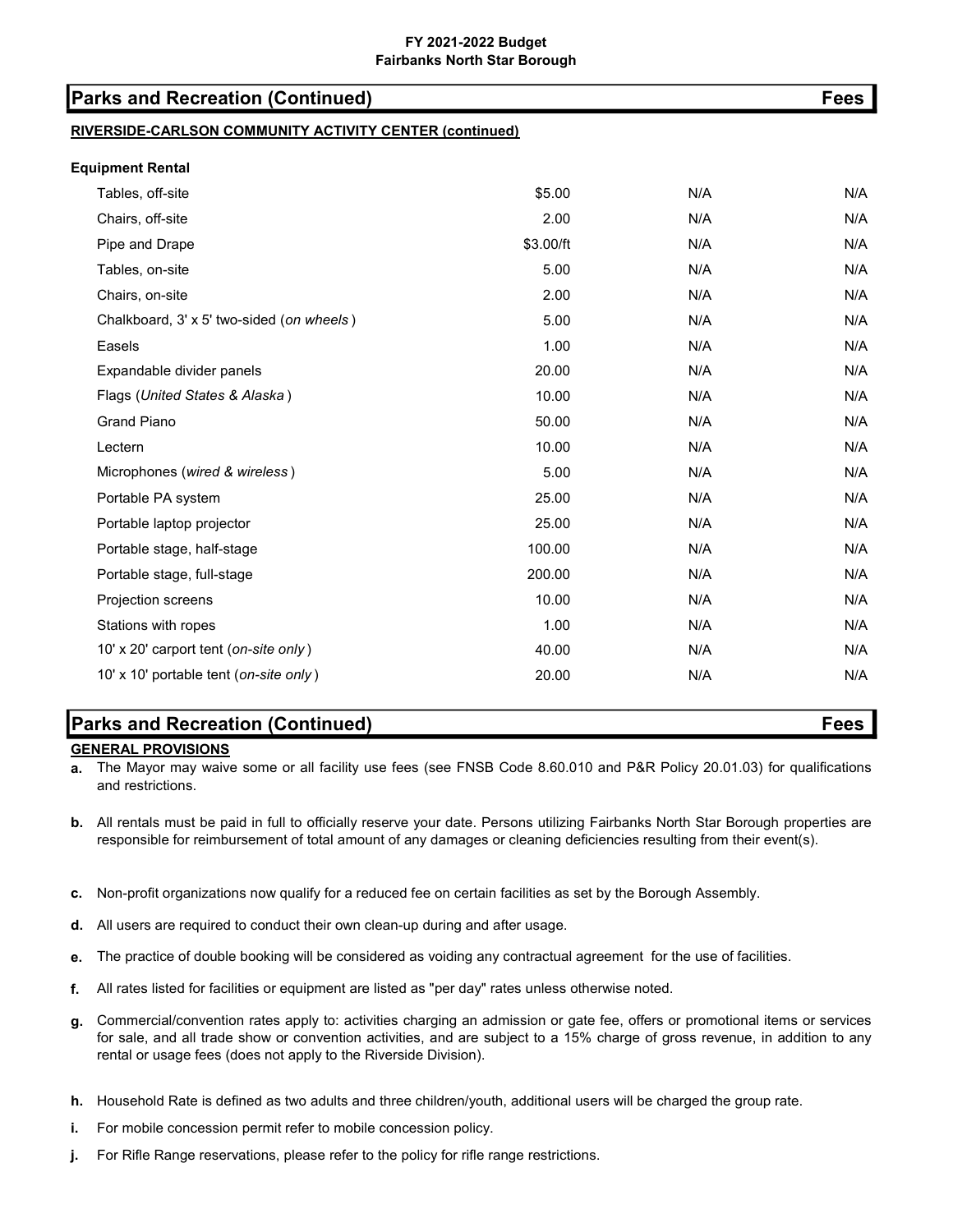## Parks and Recreation (Continued) — Fees

### RIVERSIDE-CARLSON COMMUNITY ACTIVITY CENTER (continued)

**Equipment Rental**

| Item | | | |
|---|---|---|---|
| Tables, off-site | $5.00 | N/A | N/A |
| Chairs, off-site | 2.00 | N/A | N/A |
| Pipe and Drape | $3.00/ft | N/A | N/A |
| Tables, on-site | 5.00 | N/A | N/A |
| Chairs, on-site | 2.00 | N/A | N/A |
| Chalkboard, 3' x 5' two-sided (*on wheels*) | 5.00 | N/A | N/A |
| Easels | 1.00 | N/A | N/A |
| Expandable divider panels | 20.00 | N/A | N/A |
| Flags (*United States & Alaska*) | 10.00 | N/A | N/A |
| Grand Piano | 50.00 | N/A | N/A |
| Lectern | 10.00 | N/A | N/A |
| Microphones (*wired & wireless*) | 5.00 | N/A | N/A |
| Portable PA system | 25.00 | N/A | N/A |
| Portable laptop projector | 25.00 | N/A | N/A |
| Portable stage, half-stage | 100.00 | N/A | N/A |
| Portable stage, full-stage | 200.00 | N/A | N/A |
| Projection screens | 10.00 | N/A | N/A |
| Stations with ropes | 1.00 | N/A | N/A |
| 10' x 20' carport tent (*on-site only*) | 40.00 | N/A | N/A |
| 10' x 10' portable tent (*on-site only*) | 20.00 | N/A | N/A |

## Parks and Recreation (Continued) — Fees

### GENERAL PROVISIONS

**a.** The Mayor may waive some or all facility use fees (see FNSB Code 8.60.010 and P&R Policy 20.01.03) for qualifications and restrictions.

**b.** All rentals must be paid in full to officially reserve your date. Persons utilizing Fairbanks North Star Borough properties are responsible for reimbursement of total amount of any damages or cleaning deficiencies resulting from their event(s).

**c.** Non-profit organizations now qualify for a reduced fee on certain facilities as set by the Borough Assembly.

**d.** All users are required to conduct their own clean-up during and after usage.

**e.** The practice of double booking will be considered as voiding any contractual agreement for the use of facilities.

**f.** All rates listed for facilities or equipment are listed as "per day" rates unless otherwise noted.

**g.** Commercial/convention rates apply to: activities charging an admission or gate fee, offers or promotional items or services for sale, and all trade show or convention activities, and are subject to a 15% charge of gross revenue, in addition to any rental or usage fees (does not apply to the Riverside Division).

**h.** Household Rate is defined as two adults and three children/youth, additional users will be charged the group rate.

**i.** For mobile concession permit refer to mobile concession policy.

**j.** For Rifle Range reservations, please refer to the policy for rifle range restrictions.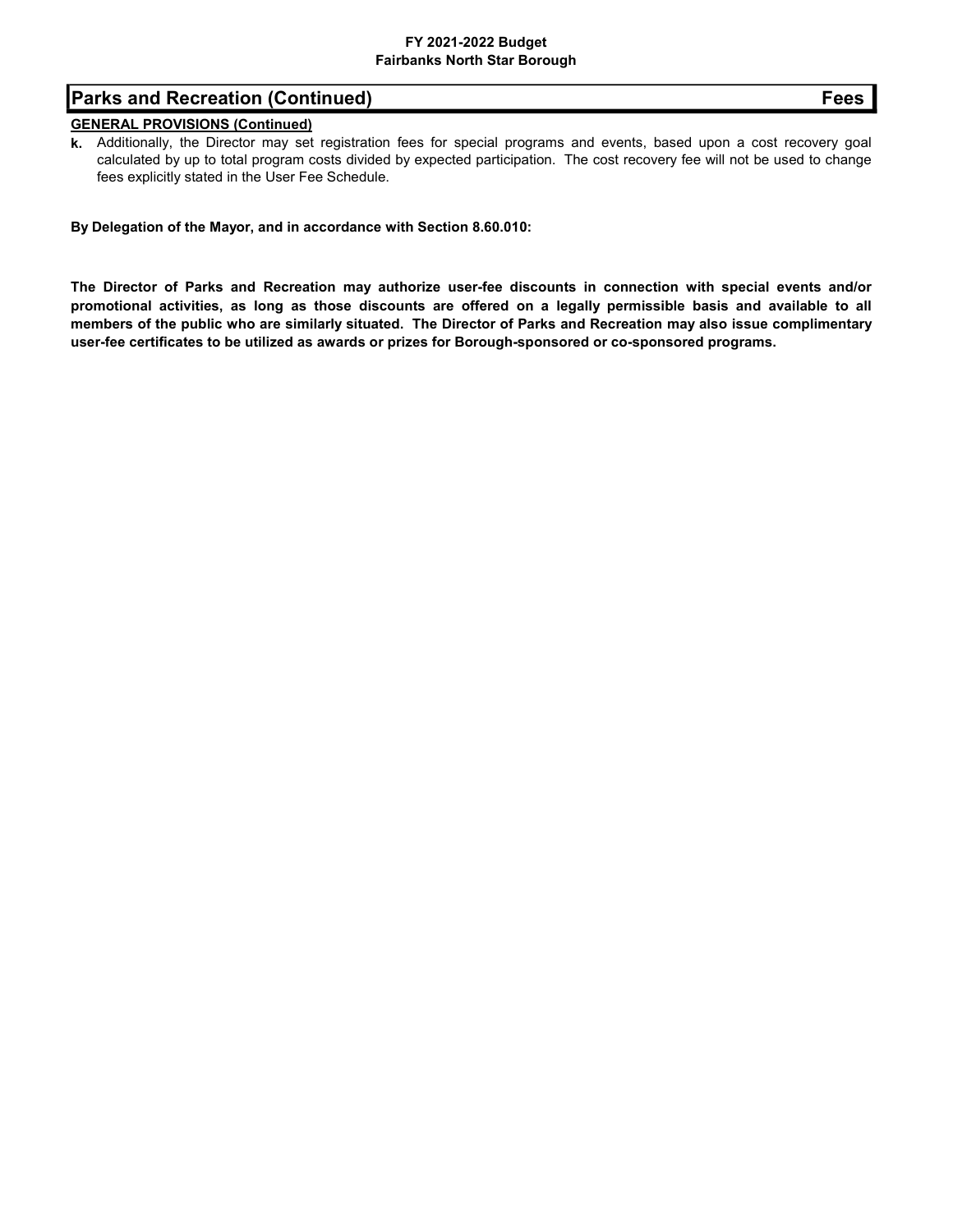## Parks and Recreation (Continued) — Fees

**GENERAL PROVISIONS (Continued)**

**k.** Additionally, the Director may set registration fees for special programs and events, based upon a cost recovery goal calculated by up to total program costs divided by expected participation. The cost recovery fee will not be used to change fees explicitly stated in the User Fee Schedule.

**By Delegation of the Mayor, and in accordance with Section 8.60.010:**

**The Director of Parks and Recreation may authorize user-fee discounts in connection with special events and/or promotional activities, as long as those discounts are offered on a legally permissible basis and available to all members of the public who are similarly situated. The Director of Parks and Recreation may also issue complimentary user-fee certificates to be utilized as awards or prizes for Borough-sponsored or co-sponsored programs.**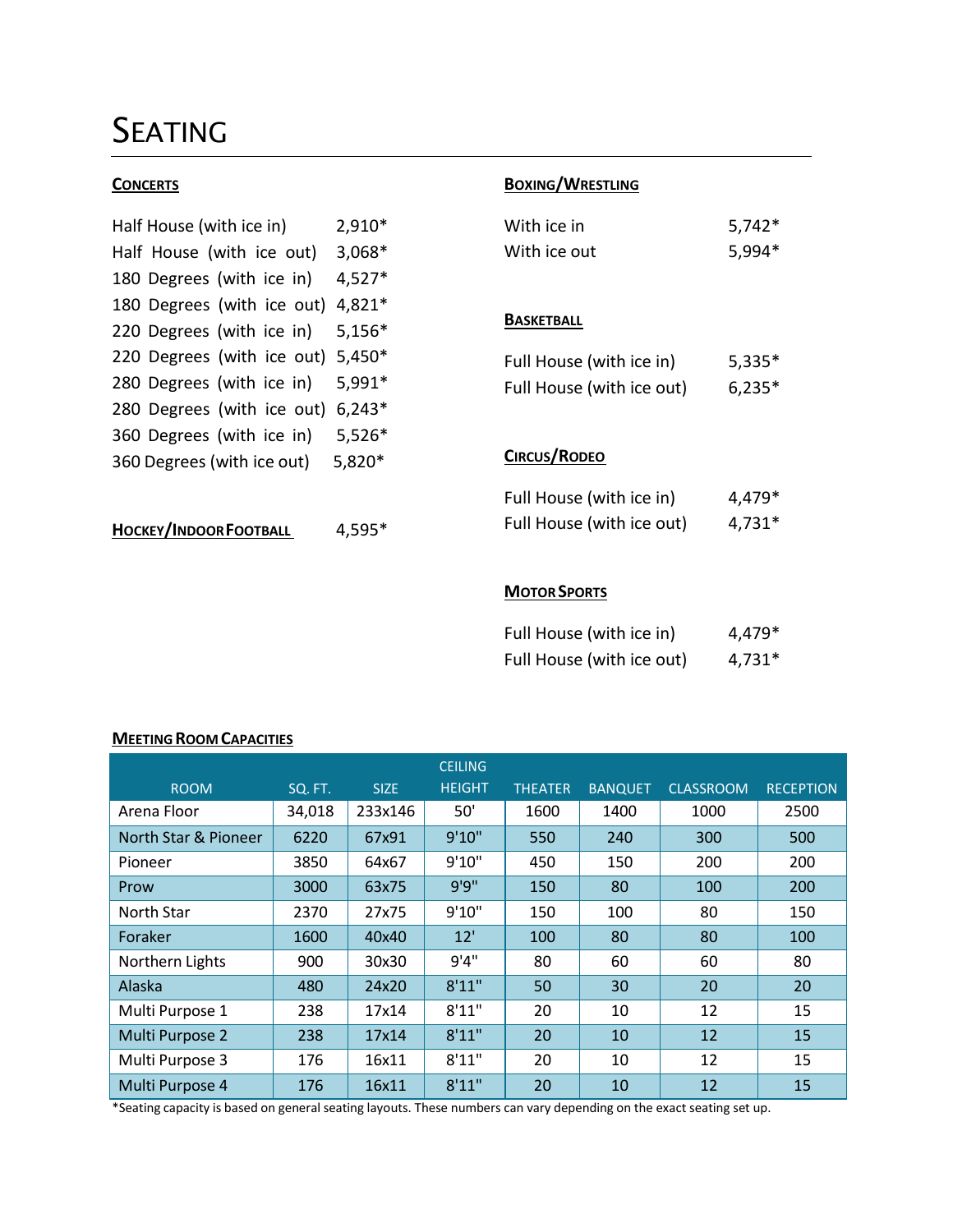# Seating

## Concerts

| | |
|---|---|
| Half House (with ice in) | 2,910* |
| Half House (with ice out) | 3,068* |
| 180 Degrees (with ice in) | 4,527* |
| 180 Degrees (with ice out) | 4,821* |
| 220 Degrees (with ice in) | 5,156* |
| 220 Degrees (with ice out) | 5,450* |
| 280 Degrees (with ice in) | 5,991* |
| 280 Degrees (with ice out) | 6,243* |
| 360 Degrees (with ice in) | 5,526* |
| 360 Degrees (with ice out) | 5,820* |

## Hockey/Indoor Football 4,595*

## Boxing/Wrestling

| | |
|---|---|
| With ice in | 5,742* |
| With ice out | 5,994* |

## Basketball

| | |
|---|---|
| Full House (with ice in) | 5,335* |
| Full House (with ice out) | 6,235* |

## Circus/Rodeo

| | |
|---|---|
| Full House (with ice in) | 4,479* |
| Full House (with ice out) | 4,731* |

## Motor Sports

| | |
|---|---|
| Full House (with ice in) | 4,479* |
| Full House (with ice out) | 4,731* |

## Meeting Room Capacities

| ROOM | SQ. FT. | SIZE | CEILING HEIGHT | THEATER | BANQUET | CLASSROOM | RECEPTION |
|---|---|---|---|---|---|---|---|
| Arena Floor | 34,018 | 233x146 | 50' | 1600 | 1400 | 1000 | 2500 |
| North Star & Pioneer | 6220 | 67x91 | 9'10" | 550 | 240 | 300 | 500 |
| Pioneer | 3850 | 64x67 | 9'10" | 450 | 150 | 200 | 200 |
| Prow | 3000 | 63x75 | 9'9" | 150 | 80 | 100 | 200 |
| North Star | 2370 | 27x75 | 9'10" | 150 | 100 | 80 | 150 |
| Foraker | 1600 | 40x40 | 12' | 100 | 80 | 80 | 100 |
| Northern Lights | 900 | 30x30 | 9'4" | 80 | 60 | 60 | 80 |
| Alaska | 480 | 24x20 | 8'11" | 50 | 30 | 20 | 20 |
| Multi Purpose 1 | 238 | 17x14 | 8'11" | 20 | 10 | 12 | 15 |
| Multi Purpose 2 | 238 | 17x14 | 8'11" | 20 | 10 | 12 | 15 |
| Multi Purpose 3 | 176 | 16x11 | 8'11" | 20 | 10 | 12 | 15 |
| Multi Purpose 4 | 176 | 16x11 | 8'11" | 20 | 10 | 12 | 15 |

*Seating capacity is based on general seating layouts. These numbers can vary depending on the exact seating set up.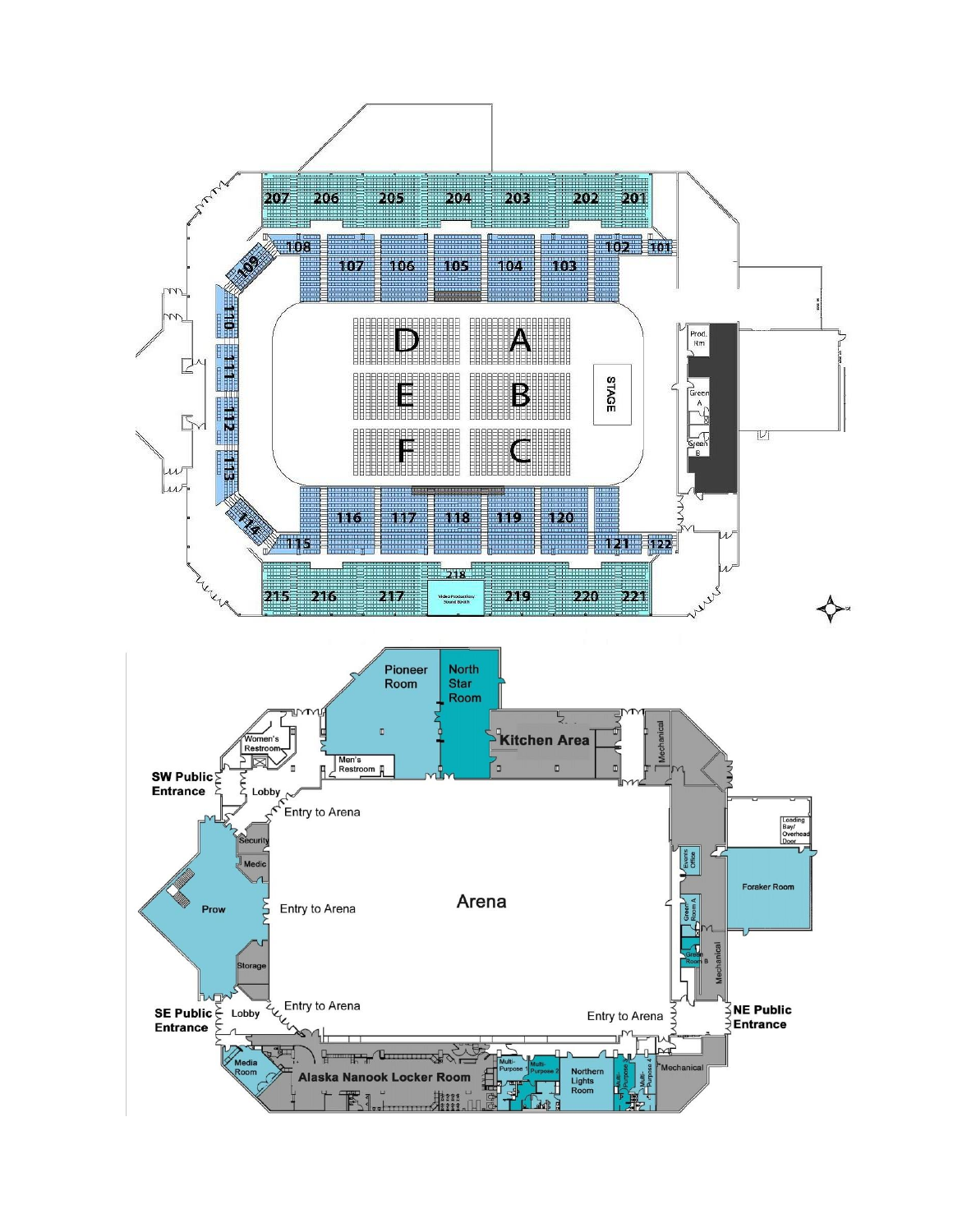207 206 205 204 203 202 201

108 102 101

109 107 106 105 104 103

110

111

112

113

D A

E B

F C

STAGE

Prod. Rm

Green A

Green B

114 116 117 118 119 120

115 121 122

218

215 216 217 219 220 221

Video Production/ Sound Booth

Pioneer Room

North Star Room

Kitchen Area

Mechanical

Women's Restroom

Men's Restroom

SW Public Entrance

Lobby

Entry to Arena

Security

Medic

Prow

Entry to Arena

Arena

Storage

Events Office

Green Room A

Green Room B

Loading Bay/ Overhead Door

Foraker Room

Mechanical

SE Public Entrance

Lobby

Entry to Arena

Entry to Arena

NE Public Entrance

Media Room

Alaska Nanook Locker Room

Multi-Purpose 1

Multi-Purpose 2

Northern Lights Room

Multi-Purpose 3

Multi-Purpose 4

Mechanical